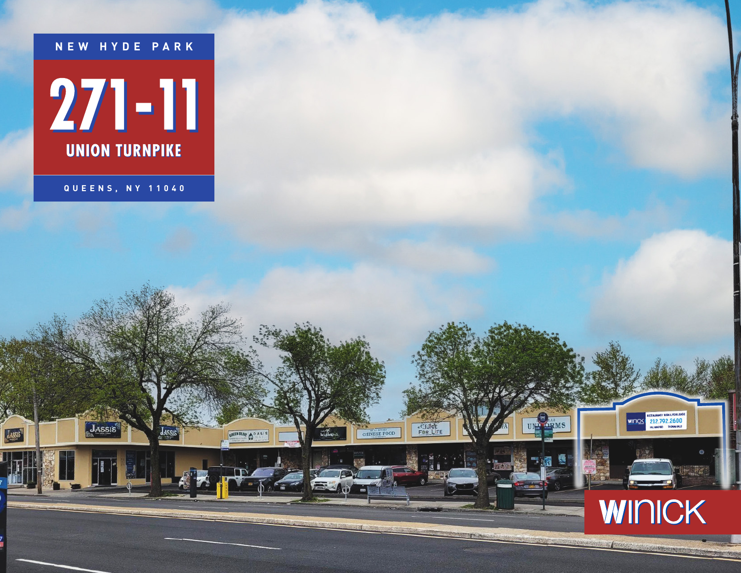NEW HYDE PARK

# 271-11

## UNION TURNPIKE

QUEENS, NY 11040

WINICK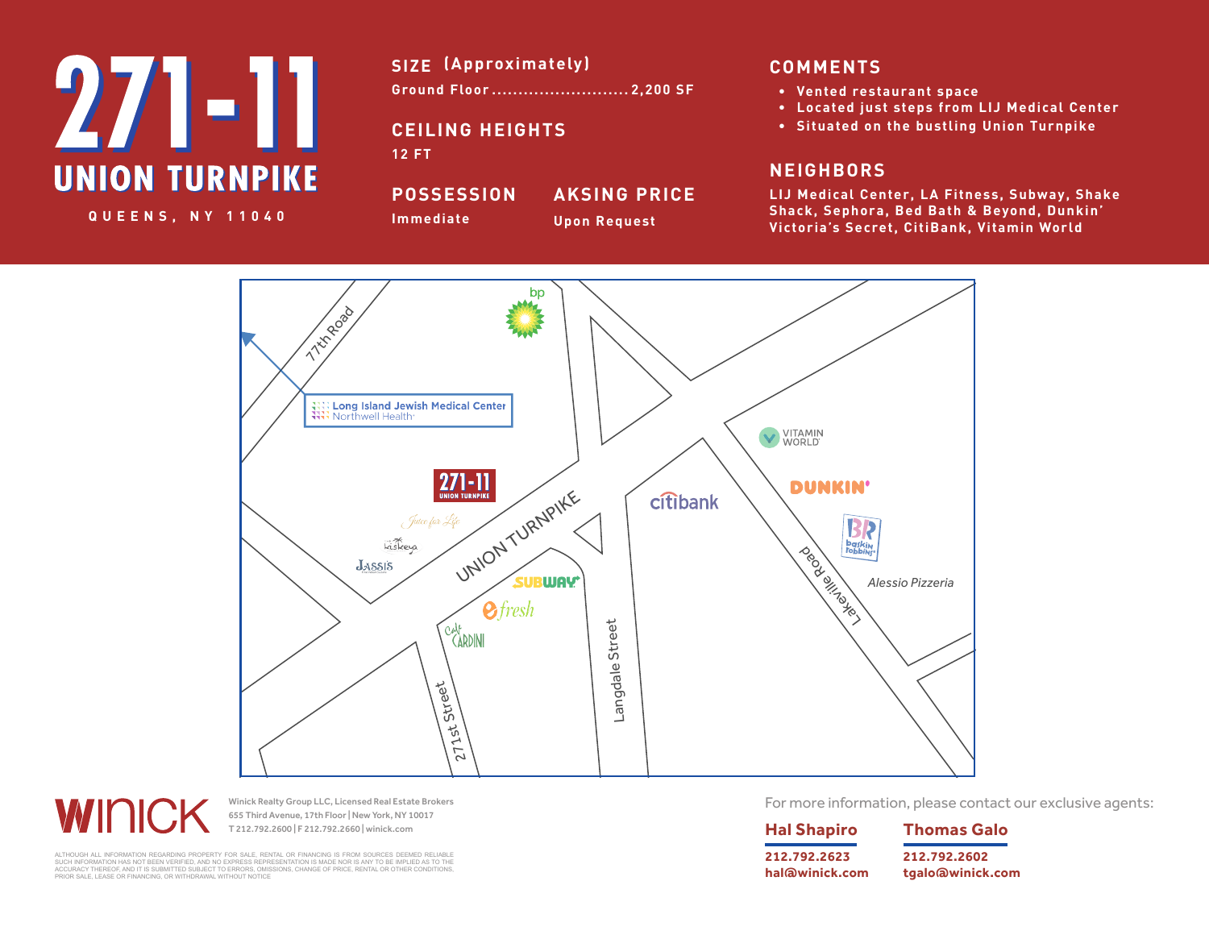# 271-11 UNION TURNPIKE

QUEENS, NY 11040

## SIZE (Approximately)

Ground Floor.........................2,200 SF

## CEILING HEIGHTS

12 FT

## POSSESSION

Immediate

## AKSING PRICE

Upon Request

## COMMENTS

- Vented restaurant space
- Located just steps from LIJ Medical Center
- Situated on the bustling Union Turnpike

## NEIGHBORS

LIJ Medical Center, LA Fitness, Subway, Shake Shack, Sephora, Bed Bath & Beyond, Dunkin' Victoria's Secret, CitiBank, Vitamin World

77th Road
bp
Long Island Jewish Medical Center
Northwell Health
271-11 UNION TURNPIKE
Juice for Life
Kiskeya
Jassis
UNION TURNPIKE
SUBWAY
efresh
Café Cardini
271st Street
Langdale Street
citibank
VITAMIN WORLD
DUNKIN'
Baskin Robbins
Lakeville Road
Alessio Pizzeria

WINICK

Winick Realty Group LLC, Licensed Real Estate Brokers
655 Third Avenue, 17th Floor | New York, NY 10017
T 212.792.2600 | F 212.792.2660 | winick.com

ALTHOUGH ALL INFORMATION REGARDING PROPERTY FOR SALE, RENTAL OR FINANCING IS FROM SOURCES DEEMED RELIABLE SUCH INFORMATION HAS NOT BEEN VERIFIED, AND NO EXPRESS REPRESENTATION IS MADE NOR IS ANY TO BE IMPLIED AS TO THE ACCURACY THEREOF, AND IT IS SUBMITTED SUBJECT TO ERRORS, OMISSIONS, CHANGE OF PRICE, RENTAL OR OTHER CONDITIONS, PRIOR SALE, LEASE OR FINANCING, OR WITHDRAWAL WITHOUT NOTICE

For more information, please contact our exclusive agents:

**Hal Shapiro**
212.792.2623
hal@winick.com

**Thomas Galo**
212.792.2602
tgalo@winick.com